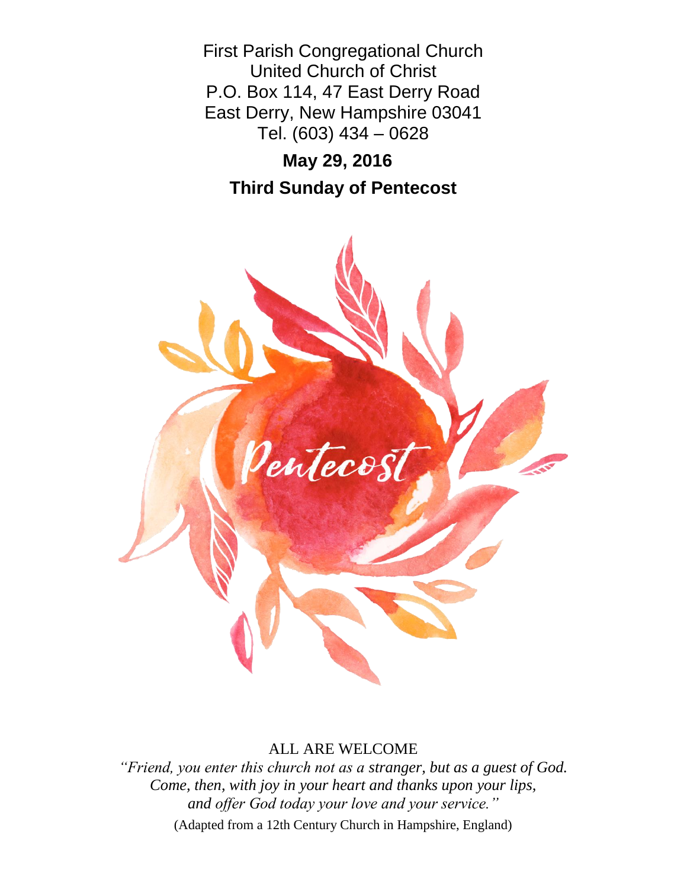First Parish Congregational Church
United Church of Christ
P.O. Box 114, 47 East Derry Road
East Derry, New Hampshire 03041
Tel. (603) 434 – 0628

**May 29, 2016**

**Third Sunday of Pentecost**

Pentecost

ALL ARE WELCOME

*"Friend, you enter this church not as a stranger, but as a guest of God.
Come, then, with joy in your heart and thanks upon your lips,
and offer God today your love and your service."*

(Adapted from a 12th Century Church in Hampshire, England)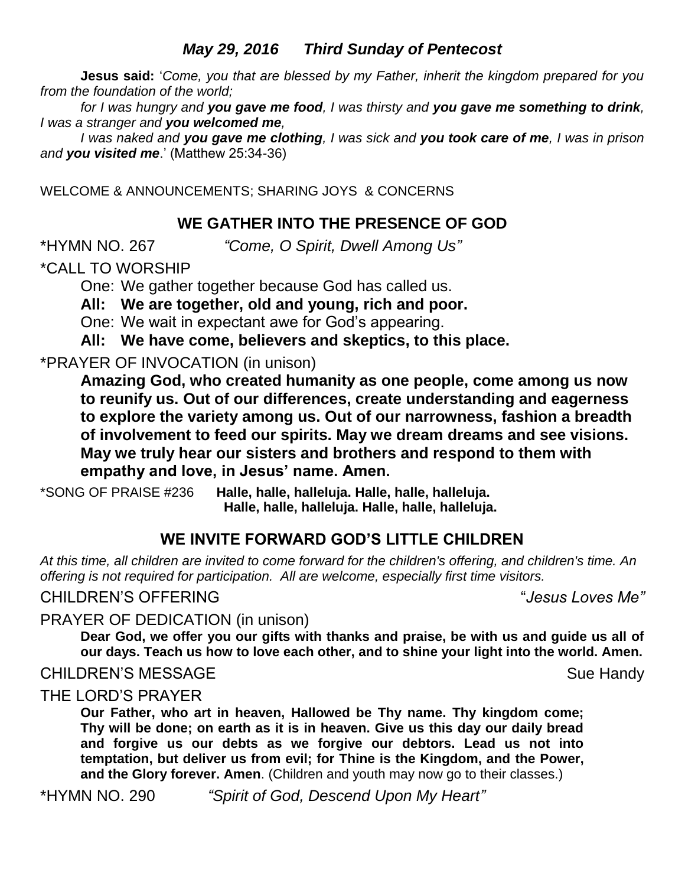***May 29, 2016      Third Sunday of Pentecost***

**Jesus said:** '*Come, you that are blessed by my Father, inherit the kingdom prepared for you from the foundation of the world;*

*for I was hungry and **you gave me food**, I was thirsty and **you gave me something to drink**, I was a stranger and **you welcomed me**,*

*I was naked and **you gave me clothing**, I was sick and **you took care of me**, I was in prison and **you visited me**.*' (Matthew 25:34-36)

WELCOME & ANNOUNCEMENTS; SHARING JOYS & CONCERNS

## WE GATHER INTO THE PRESENCE OF GOD

*HYMN NO. 267      *"Come, O Spirit, Dwell Among Us"*

*CALL TO WORSHIP

One: We gather together because God has called us.

**All: We are together, old and young, rich and poor.**

One: We wait in expectant awe for God's appearing.

**All: We have come, believers and skeptics, to this place.**

*PRAYER OF INVOCATION (in unison)

**Amazing God, who created humanity as one people, come among us now to reunify us. Out of our differences, create understanding and eagerness to explore the variety among us. Out of our narrowness, fashion a breadth of involvement to feed our spirits. May we dream dreams and see visions. May we truly hear our sisters and brothers and respond to them with empathy and love, in Jesus' name. Amen.**

*SONG OF PRAISE #236      **Halle, halle, halleluja. Halle, halle, halleluja.
Halle, halle, halleluja. Halle, halle, halleluja.**

## WE INVITE FORWARD GOD'S LITTLE CHILDREN

*At this time, all children are invited to come forward for the children's offering, and children's time. An offering is not required for participation. All are welcome, especially first time visitors.*

CHILDREN'S OFFERING      "*Jesus Loves Me"*

PRAYER OF DEDICATION (in unison)

**Dear God, we offer you our gifts with thanks and praise, be with us and guide us all of our days. Teach us how to love each other, and to shine your light into the world. Amen.**

CHILDREN'S MESSAGE      Sue Handy

THE LORD'S PRAYER

**Our Father, who art in heaven, Hallowed be Thy name. Thy kingdom come; Thy will be done; on earth as it is in heaven. Give us this day our daily bread and forgive us our debts as we forgive our debtors. Lead us not into temptation, but deliver us from evil; for Thine is the Kingdom, and the Power, and the Glory forever. Amen**. (Children and youth may now go to their classes.)

*HYMN NO. 290      *"Spirit of God, Descend Upon My Heart"*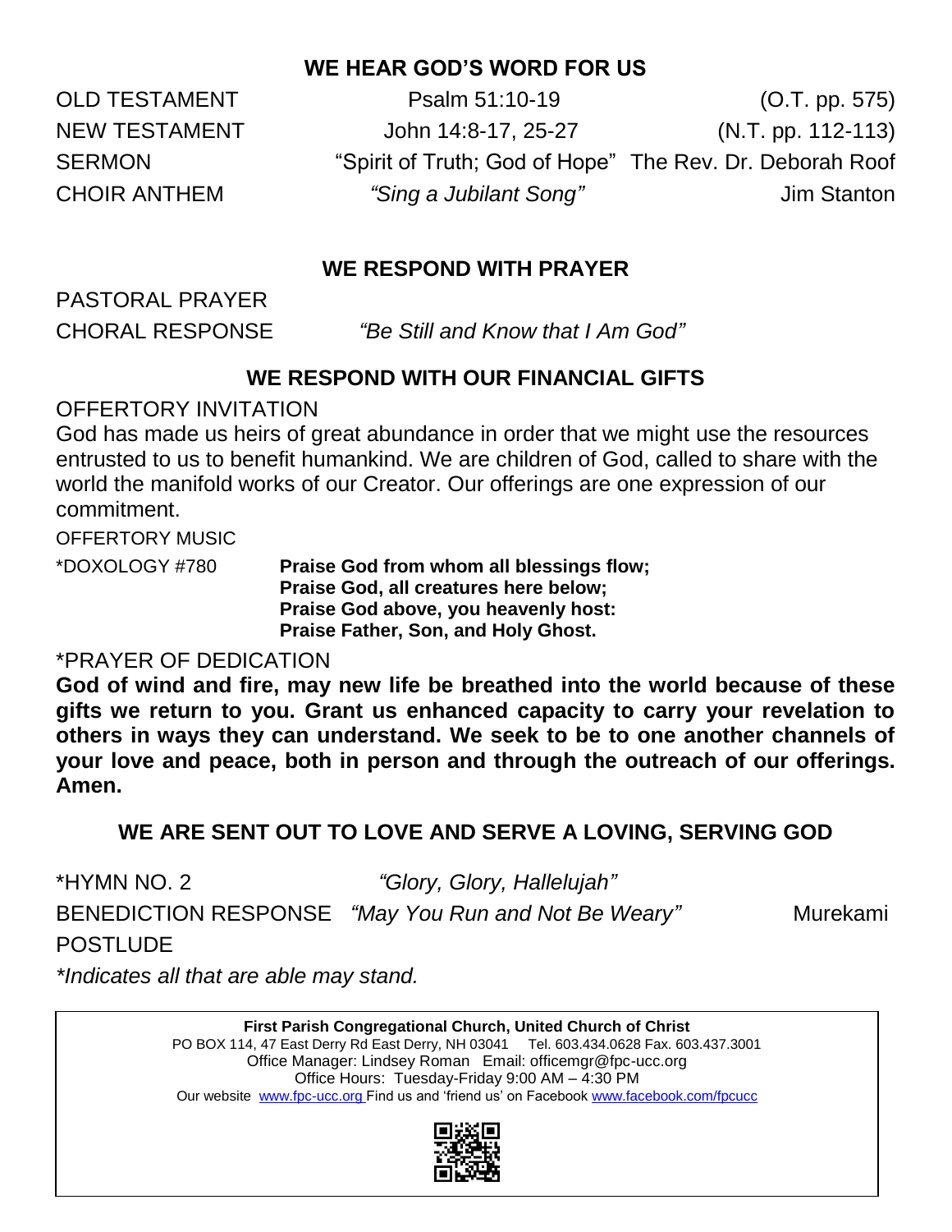## WE HEAR GOD'S WORD FOR US

OLD TESTAMENT Psalm 51:10-19 (O.T. pp. 575)

NEW TESTAMENT John 14:8-17, 25-27 (N.T. pp. 112-113)

SERMON "Spirit of Truth; God of Hope" The Rev. Dr. Deborah Roof

CHOIR ANTHEM *"Sing a Jubilant Song"* Jim Stanton

## WE RESPOND WITH PRAYER

PASTORAL PRAYER

CHORAL RESPONSE *"Be Still and Know that I Am God"*

## WE RESPOND WITH OUR FINANCIAL GIFTS

OFFERTORY INVITATION

God has made us heirs of great abundance in order that we might use the resources entrusted to us to benefit humankind. We are children of God, called to share with the world the manifold works of our Creator. Our offerings are one expression of our commitment.

OFFERTORY MUSIC

*DOXOLOGY #780 **Praise God from whom all blessings flow;**
**Praise God, all creatures here below;**
**Praise God above, you heavenly host:**
**Praise Father, Son, and Holy Ghost.**

*PRAYER OF DEDICATION

**God of wind and fire, may new life be breathed into the world because of these gifts we return to you. Grant us enhanced capacity to carry your revelation to others in ways they can understand. We seek to be to one another channels of your love and peace, both in person and through the outreach of our offerings. Amen.**

## WE ARE SENT OUT TO LOVE AND SERVE A LOVING, SERVING GOD

*HYMN NO. 2 *"Glory, Glory, Hallelujah"*

BENEDICTION RESPONSE *"May You Run and Not Be Weary"* Murekami

POSTLUDE

*\*Indicates all that are able may stand.*

**First Parish Congregational Church, United Church of Christ**
PO BOX 114, 47 East Derry Rd East Derry, NH 03041 Tel. 603.434.0628 Fax. 603.437.3001
Office Manager: Lindsey Roman Email: officemgr@fpc-ucc.org
Office Hours: Tuesday-Friday 9:00 AM – 4:30 PM
Our website www.fpc-ucc.org Find us and 'friend us' on Facebook www.facebook.com/fpcucc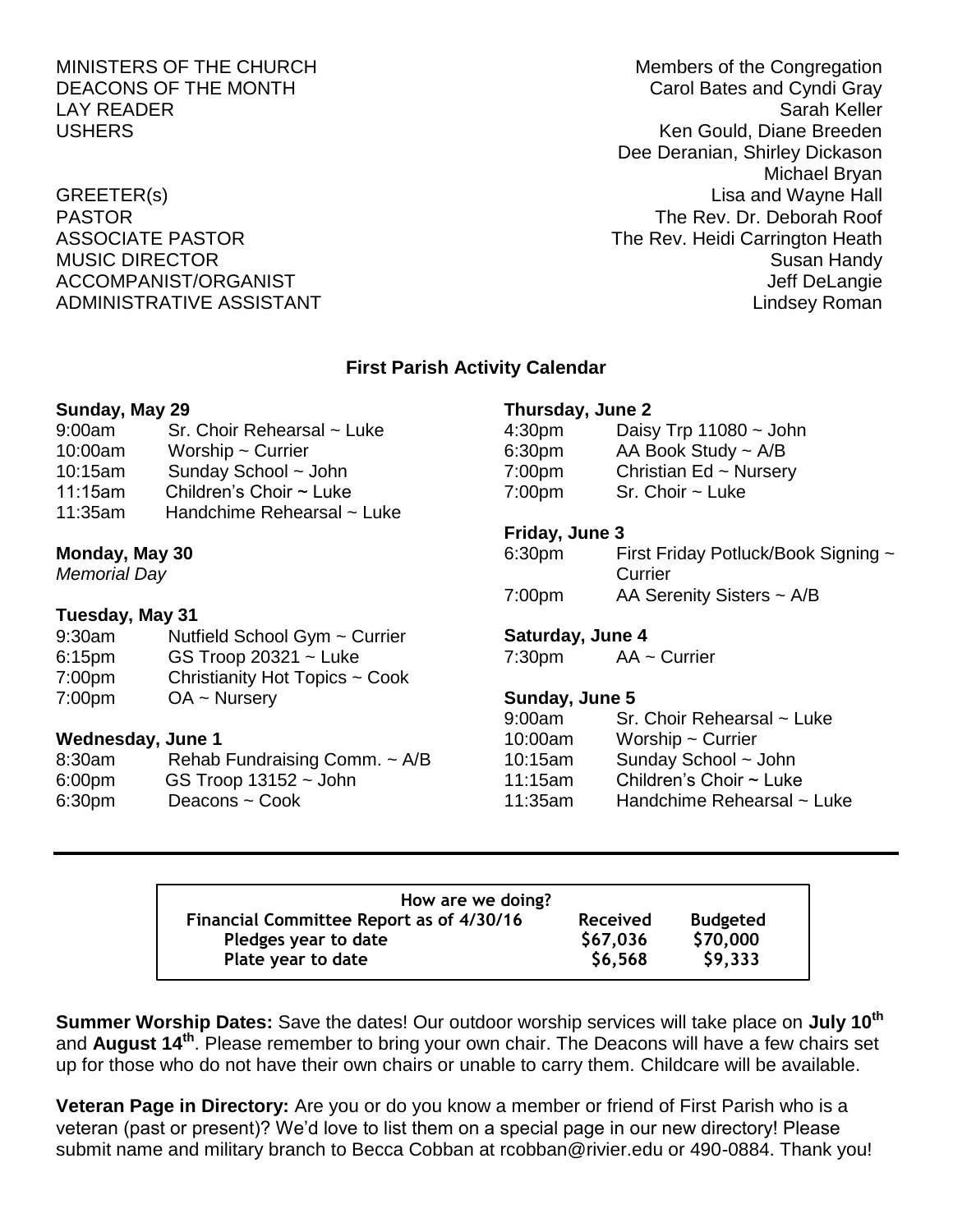| | |
|---|---|
| MINISTERS OF THE CHURCH | Members of the Congregation |
| DEACONS OF THE MONTH | Carol Bates and Cyndi Gray |
| LAY READER | Sarah Keller |
| USHERS | Ken Gould, Diane Breeden, Dee Deranian, Shirley Dickason, Michael Bryan |
| GREETER(s) | Lisa and Wayne Hall |
| PASTOR | The Rev. Dr. Deborah Roof |
| ASSOCIATE PASTOR | The Rev. Heidi Carrington Heath |
| MUSIC DIRECTOR | Susan Handy |
| ACCOMPANIST/ORGANIST | Jeff DeLangie |
| ADMINISTRATIVE ASSISTANT | Lindsey Roman |

## First Parish Activity Calendar

**Sunday, May 29**

| | |
|---|---|
| 9:00am | Sr. Choir Rehearsal ~ Luke |
| 10:00am | Worship ~ Currier |
| 10:15am | Sunday School ~ John |
| 11:15am | Children's Choir ~ Luke |
| 11:35am | Handchime Rehearsal ~ Luke |

**Monday, May 30**

*Memorial Day*

**Tuesday, May 31**

| | |
|---|---|
| 9:30am | Nutfield School Gym ~ Currier |
| 6:15pm | GS Troop 20321 ~ Luke |
| 7:00pm | Christianity Hot Topics ~ Cook |
| 7:00pm | OA ~ Nursery |

**Wednesday, June 1**

| | |
|---|---|
| 8:30am | Rehab Fundraising Comm. ~ A/B |
| 6:00pm | GS Troop 13152 ~ John |
| 6:30pm | Deacons ~ Cook |

**Thursday, June 2**

| | |
|---|---|
| 4:30pm | Daisy Trp 11080 ~ John |
| 6:30pm | AA Book Study ~ A/B |
| 7:00pm | Christian Ed ~ Nursery |
| 7:00pm | Sr. Choir ~ Luke |

**Friday, June 3**

| | |
|---|---|
| 6:30pm | First Friday Potluck/Book Signing ~ Currier |
| 7:00pm | AA Serenity Sisters ~ A/B |

**Saturday, June 4**

| | |
|---|---|
| 7:30pm | AA ~ Currier |

**Sunday, June 5**

| | |
|---|---|
| 9:00am | Sr. Choir Rehearsal ~ Luke |
| 10:00am | Worship ~ Currier |
| 10:15am | Sunday School ~ John |
| 11:15am | Children's Choir ~ Luke |
| 11:35am | Handchime Rehearsal ~ Luke |

---

**How are we doing?**

| Financial Committee Report as of 4/30/16 | Received | Budgeted |
|---|---|---|
| Pledges year to date | $67,036 | $70,000 |
| Plate year to date | $6,568 | $9,333 |

**Summer Worship Dates:** Save the dates! Our outdoor worship services will take place on **July 10th** and **August 14th**. Please remember to bring your own chair. The Deacons will have a few chairs set up for those who do not have their own chairs or unable to carry them. Childcare will be available.

**Veteran Page in Directory:** Are you or do you know a member or friend of First Parish who is a veteran (past or present)? We'd love to list them on a special page in our new directory! Please submit name and military branch to Becca Cobban at rcobban@rivier.edu or 490-0884. Thank you!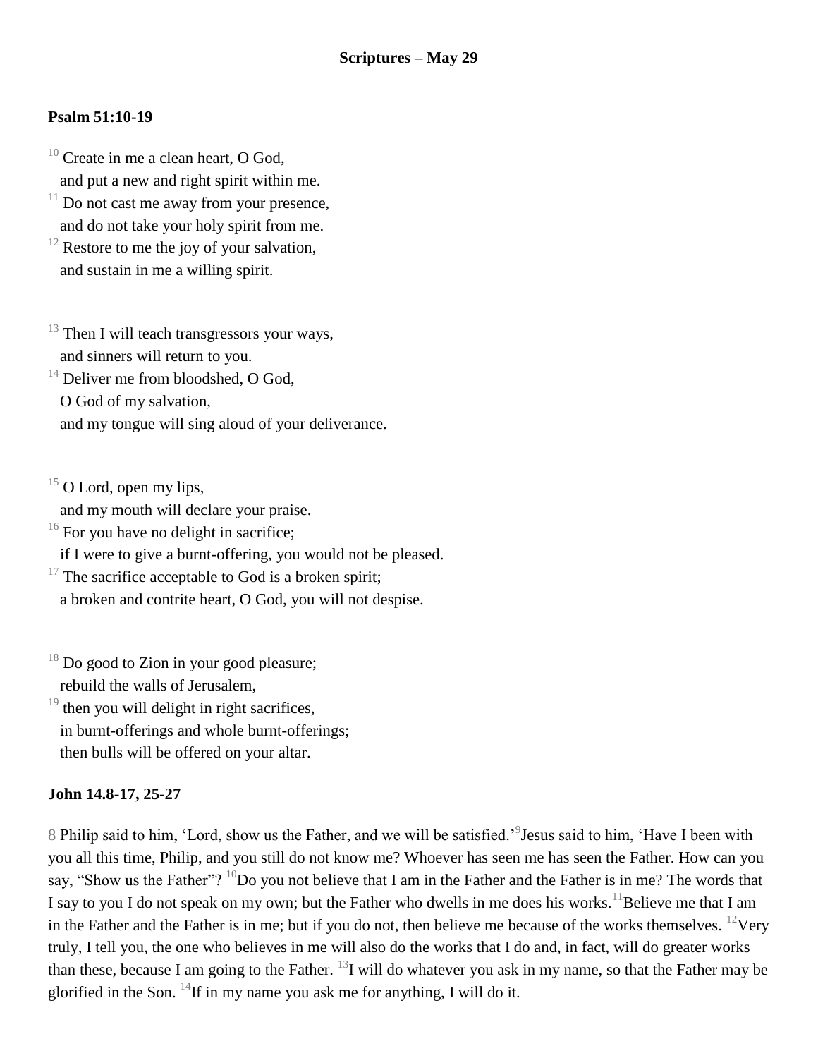**Scriptures – May 29**

**Psalm 51:10-19**

[10] Create in me a clean heart, O God,
and put a new and right spirit within me.
[11] Do not cast me away from your presence,
and do not take your holy spirit from me.
[12] Restore to me the joy of your salvation,
and sustain in me a willing spirit.

[13] Then I will teach transgressors your ways,
and sinners will return to you.
[14] Deliver me from bloodshed, O God,
O God of my salvation,
and my tongue will sing aloud of your deliverance.

[15] O Lord, open my lips,
and my mouth will declare your praise.
[16] For you have no delight in sacrifice;
if I were to give a burnt-offering, you would not be pleased.
[17] The sacrifice acceptable to God is a broken spirit;
a broken and contrite heart, O God, you will not despise.

[18] Do good to Zion in your good pleasure;
rebuild the walls of Jerusalem,
[19] then you will delight in right sacrifices,
in burnt-offerings and whole burnt-offerings;
then bulls will be offered on your altar.

**John 14.8-17, 25-27**

8 Philip said to him, 'Lord, show us the Father, and we will be satisfied.'[9]Jesus said to him, 'Have I been with you all this time, Philip, and you still do not know me? Whoever has seen me has seen the Father. How can you say, "Show us the Father"? [10]Do you not believe that I am in the Father and the Father is in me? The words that I say to you I do not speak on my own; but the Father who dwells in me does his works.[11]Believe me that I am in the Father and the Father is in me; but if you do not, then believe me because of the works themselves. [12]Very truly, I tell you, the one who believes in me will also do the works that I do and, in fact, will do greater works than these, because I am going to the Father. [13]I will do whatever you ask in my name, so that the Father may be glorified in the Son. [14]If in my name you ask me for anything, I will do it.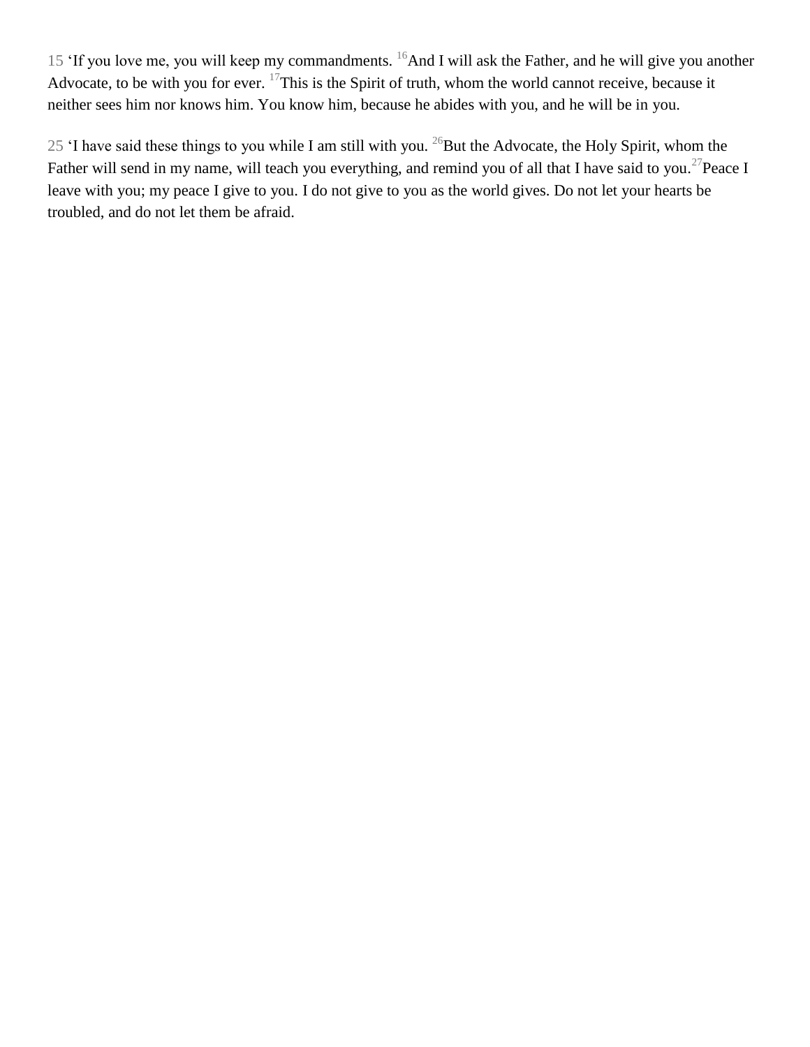15 'If you love me, you will keep my commandments. [16]And I will ask the Father, and he will give you another Advocate, to be with you for ever. [17]This is the Spirit of truth, whom the world cannot receive, because it neither sees him nor knows him. You know him, because he abides with you, and he will be in you.

25 'I have said these things to you while I am still with you. [26]But the Advocate, the Holy Spirit, whom the Father will send in my name, will teach you everything, and remind you of all that I have said to you.[27]Peace I leave with you; my peace I give to you. I do not give to you as the world gives. Do not let your hearts be troubled, and do not let them be afraid.